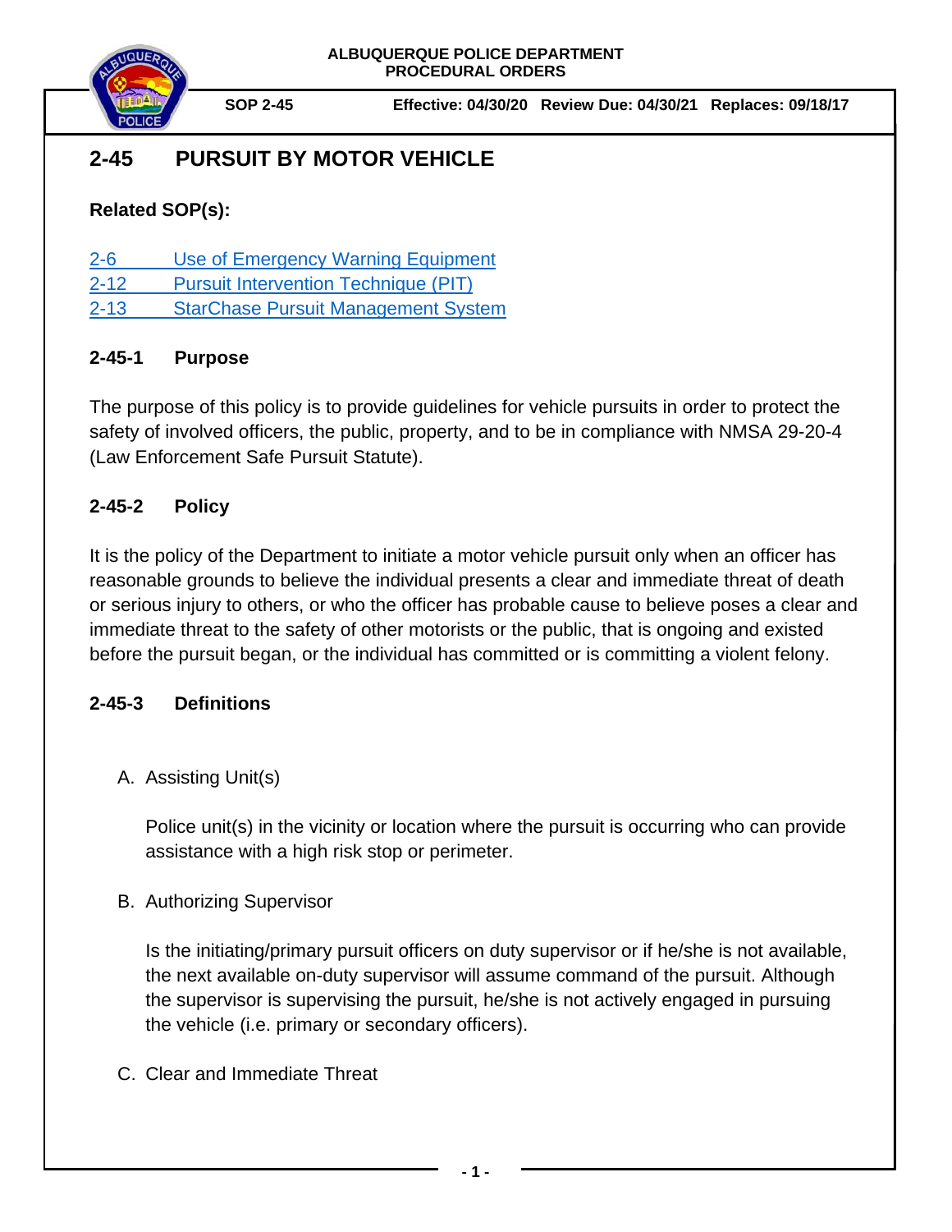**ALBUQUERQUE POLICE DEPARTMENT**
**PROCEDURAL ORDERS**

**SOP 2-45** **Effective: 04/30/20 Review Due: 04/30/21 Replaces: 09/18/17**

# 2-45 PURSUIT BY MOTOR VEHICLE

**Related SOP(s):**

2-6 Use of Emergency Warning Equipment
2-12 Pursuit Intervention Technique (PIT)
2-13 StarChase Pursuit Management System

## 2-45-1 Purpose

The purpose of this policy is to provide guidelines for vehicle pursuits in order to protect the safety of involved officers, the public, property, and to be in compliance with NMSA 29-20-4 (Law Enforcement Safe Pursuit Statute).

## 2-45-2 Policy

It is the policy of the Department to initiate a motor vehicle pursuit only when an officer has reasonable grounds to believe the individual presents a clear and immediate threat of death or serious injury to others, or who the officer has probable cause to believe poses a clear and immediate threat to the safety of other motorists or the public, that is ongoing and existed before the pursuit began, or the individual has committed or is committing a violent felony.

## 2-45-3 Definitions

A. Assisting Unit(s)

   Police unit(s) in the vicinity or location where the pursuit is occurring who can provide assistance with a high risk stop or perimeter.

B. Authorizing Supervisor

   Is the initiating/primary pursuit officers on duty supervisor or if he/she is not available, the next available on-duty supervisor will assume command of the pursuit. Although the supervisor is supervising the pursuit, he/she is not actively engaged in pursuing the vehicle (i.e. primary or secondary officers).

C. Clear and Immediate Threat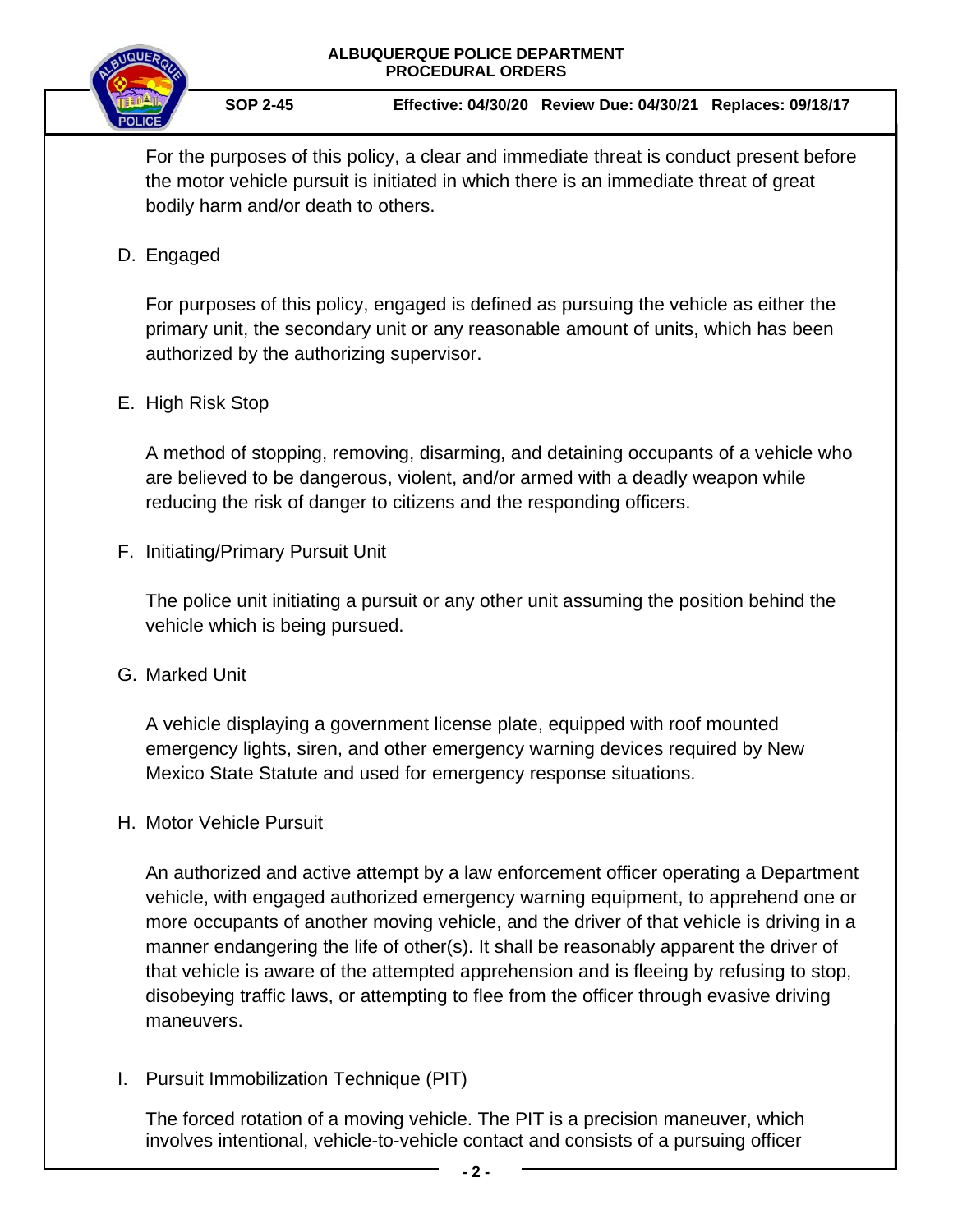For the purposes of this policy, a clear and immediate threat is conduct present before the motor vehicle pursuit is initiated in which there is an immediate threat of great bodily harm and/or death to others.

D. Engaged

For purposes of this policy, engaged is defined as pursuing the vehicle as either the primary unit, the secondary unit or any reasonable amount of units, which has been authorized by the authorizing supervisor.

E. High Risk Stop

A method of stopping, removing, disarming, and detaining occupants of a vehicle who are believed to be dangerous, violent, and/or armed with a deadly weapon while reducing the risk of danger to citizens and the responding officers.

F. Initiating/Primary Pursuit Unit

The police unit initiating a pursuit or any other unit assuming the position behind the vehicle which is being pursued.

G. Marked Unit

A vehicle displaying a government license plate, equipped with roof mounted emergency lights, siren, and other emergency warning devices required by New Mexico State Statute and used for emergency response situations.

H. Motor Vehicle Pursuit

An authorized and active attempt by a law enforcement officer operating a Department vehicle, with engaged authorized emergency warning equipment, to apprehend one or more occupants of another moving vehicle, and the driver of that vehicle is driving in a manner endangering the life of other(s). It shall be reasonably apparent the driver of that vehicle is aware of the attempted apprehension and is fleeing by refusing to stop, disobeying traffic laws, or attempting to flee from the officer through evasive driving maneuvers.

I. Pursuit Immobilization Technique (PIT)

The forced rotation of a moving vehicle. The PIT is a precision maneuver, which involves intentional, vehicle-to-vehicle contact and consists of a pursuing officer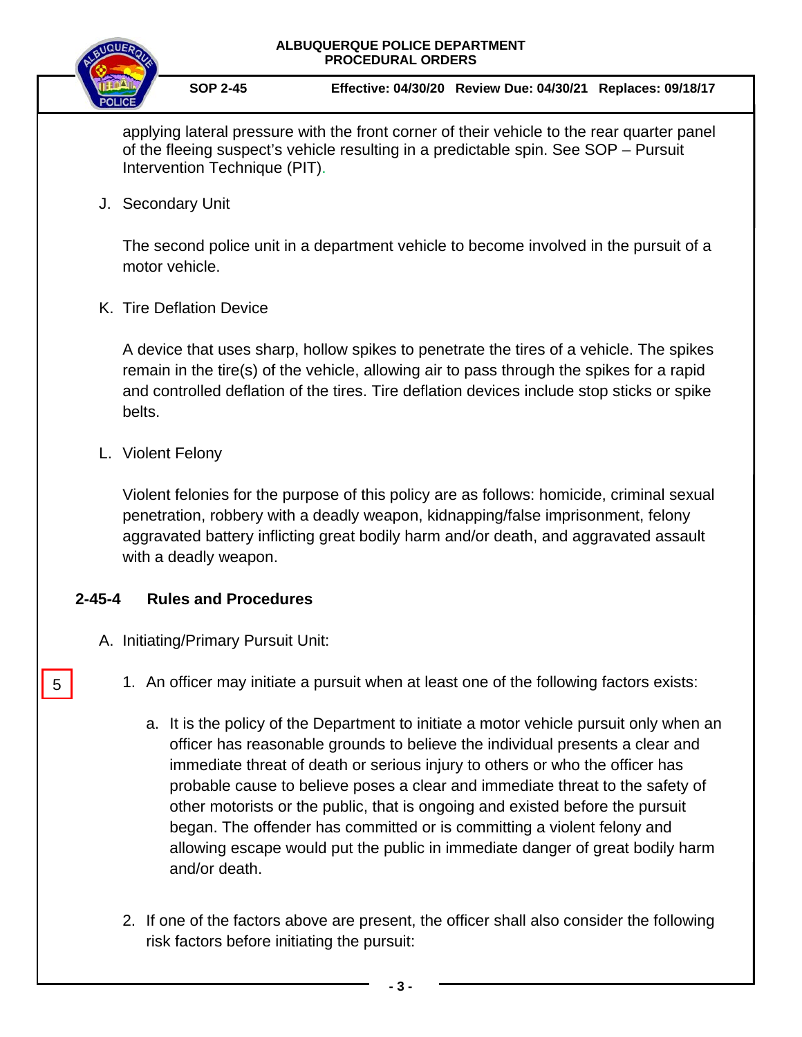applying lateral pressure with the front corner of their vehicle to the rear quarter panel of the fleeing suspect's vehicle resulting in a predictable spin. See SOP – Pursuit Intervention Technique (PIT).

J. Secondary Unit

The second police unit in a department vehicle to become involved in the pursuit of a motor vehicle.

K. Tire Deflation Device

A device that uses sharp, hollow spikes to penetrate the tires of a vehicle. The spikes remain in the tire(s) of the vehicle, allowing air to pass through the spikes for a rapid and controlled deflation of the tires. Tire deflation devices include stop sticks or spike belts.

L. Violent Felony

Violent felonies for the purpose of this policy are as follows: homicide, criminal sexual penetration, robbery with a deadly weapon, kidnapping/false imprisonment, felony aggravated battery inflicting great bodily harm and/or death, and aggravated assault with a deadly weapon.

## 2-45-4 Rules and Procedures

A. Initiating/Primary Pursuit Unit:

5

1. An officer may initiate a pursuit when at least one of the following factors exists:

   a. It is the policy of the Department to initiate a motor vehicle pursuit only when an officer has reasonable grounds to believe the individual presents a clear and immediate threat of death or serious injury to others or who the officer has probable cause to believe poses a clear and immediate threat to the safety of other motorists or the public, that is ongoing and existed before the pursuit began. The offender has committed or is committing a violent felony and allowing escape would put the public in immediate danger of great bodily harm and/or death.

2. If one of the factors above are present, the officer shall also consider the following risk factors before initiating the pursuit: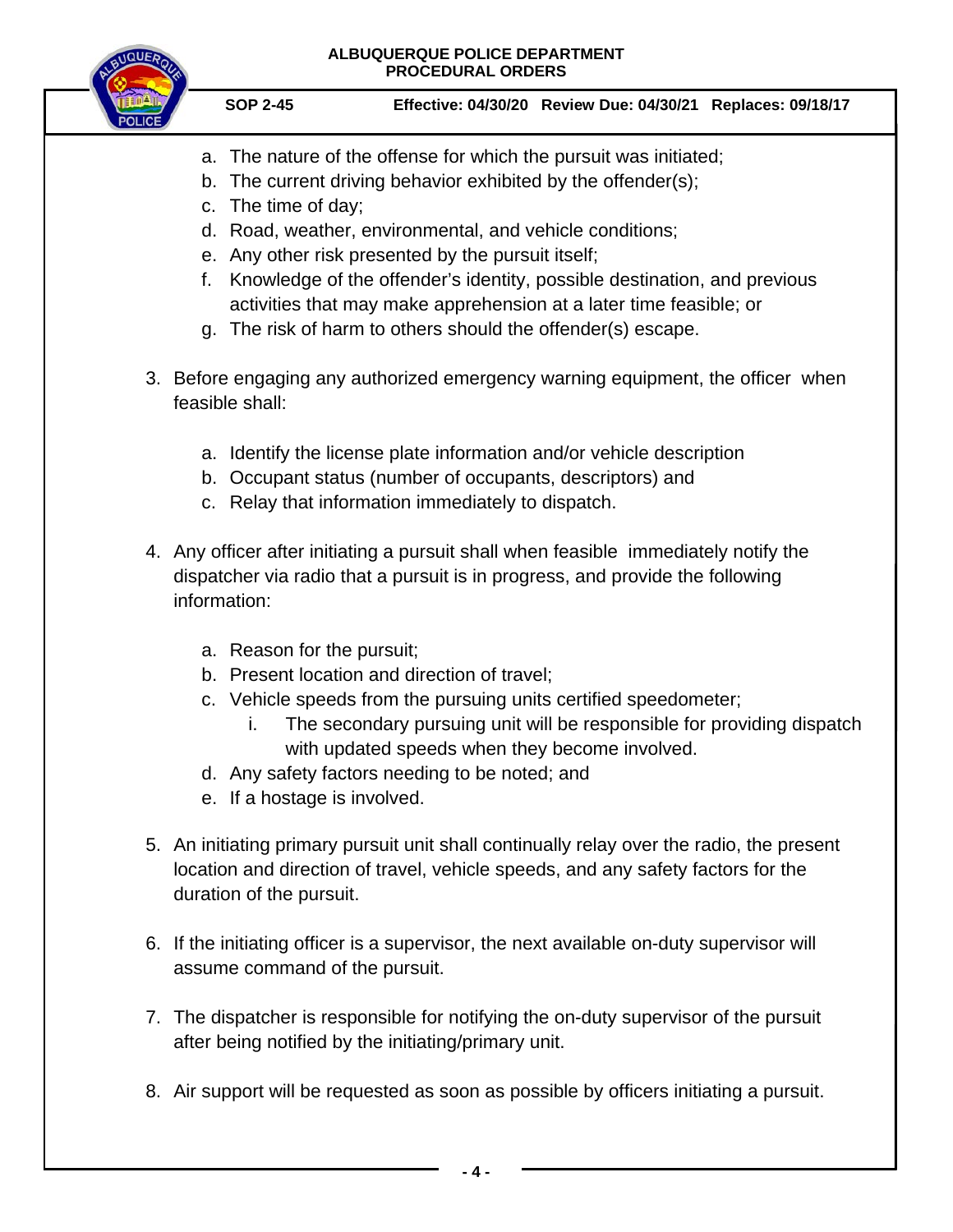a. The nature of the offense for which the pursuit was initiated;
b. The current driving behavior exhibited by the offender(s);
c. The time of day;
d. Road, weather, environmental, and vehicle conditions;
e. Any other risk presented by the pursuit itself;
f. Knowledge of the offender's identity, possible destination, and previous activities that may make apprehension at a later time feasible; or
g. The risk of harm to others should the offender(s) escape.

3. Before engaging any authorized emergency warning equipment, the officer when feasible shall:

   a. Identify the license plate information and/or vehicle description
   b. Occupant status (number of occupants, descriptors) and
   c. Relay that information immediately to dispatch.

4. Any officer after initiating a pursuit shall when feasible immediately notify the dispatcher via radio that a pursuit is in progress, and provide the following information:

   a. Reason for the pursuit;
   b. Present location and direction of travel;
   c. Vehicle speeds from the pursuing units certified speedometer;
      i. The secondary pursuing unit will be responsible for providing dispatch with updated speeds when they become involved.
   d. Any safety factors needing to be noted; and
   e. If a hostage is involved.

5. An initiating primary pursuit unit shall continually relay over the radio, the present location and direction of travel, vehicle speeds, and any safety factors for the duration of the pursuit.

6. If the initiating officer is a supervisor, the next available on-duty supervisor will assume command of the pursuit.

7. The dispatcher is responsible for notifying the on-duty supervisor of the pursuit after being notified by the initiating/primary unit.

8. Air support will be requested as soon as possible by officers initiating a pursuit.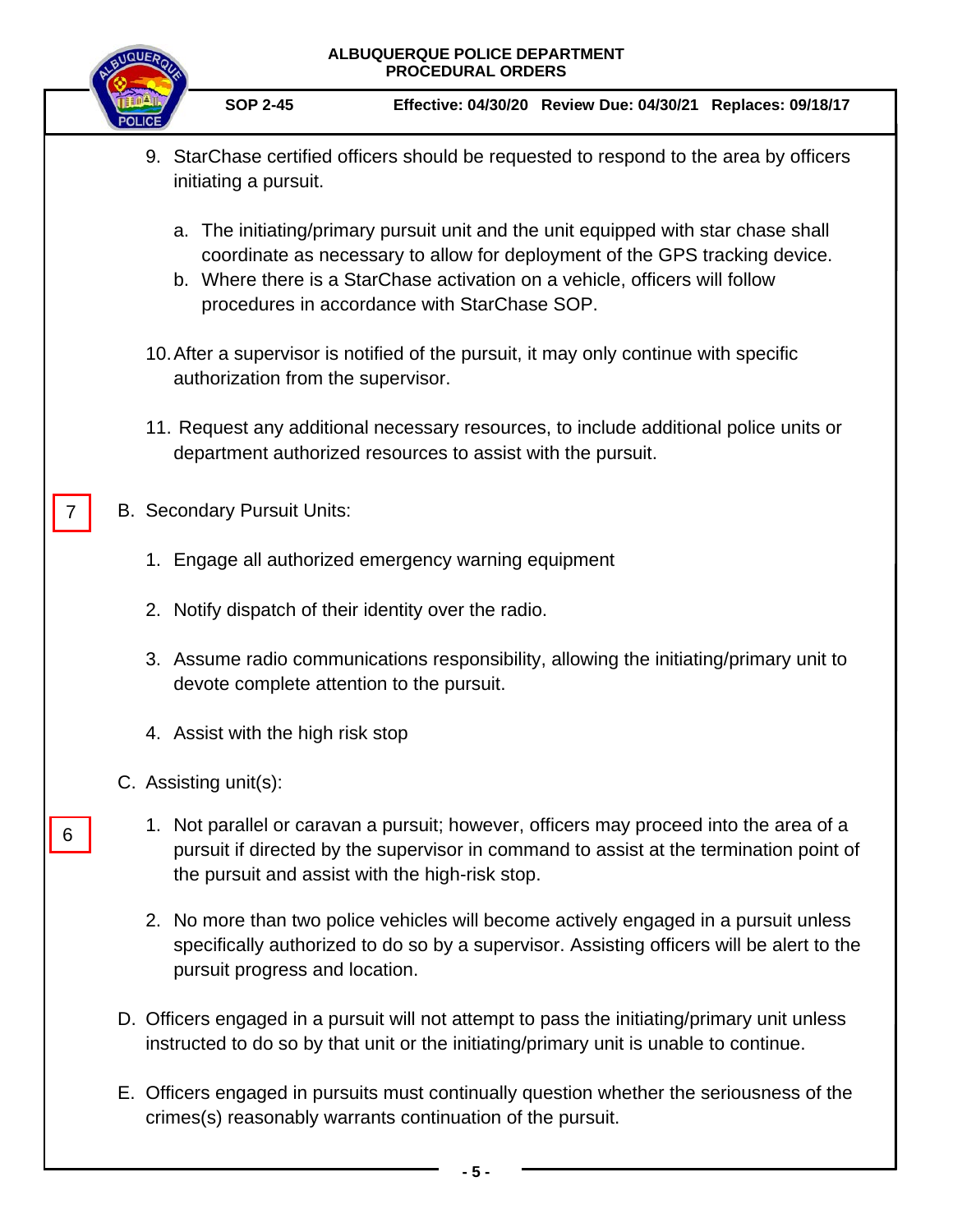9. StarChase certified officers should be requested to respond to the area by officers initiating a pursuit.

   a. The initiating/primary pursuit unit and the unit equipped with star chase shall coordinate as necessary to allow for deployment of the GPS tracking device.
   b. Where there is a StarChase activation on a vehicle, officers will follow procedures in accordance with StarChase SOP.

10. After a supervisor is notified of the pursuit, it may only continue with specific authorization from the supervisor.

11. Request any additional necessary resources, to include additional police units or department authorized resources to assist with the pursuit.

7

B. Secondary Pursuit Units:

   1. Engage all authorized emergency warning equipment

   2. Notify dispatch of their identity over the radio.

   3. Assume radio communications responsibility, allowing the initiating/primary unit to devote complete attention to the pursuit.

   4. Assist with the high risk stop

C. Assisting unit(s):

6

   1. Not parallel or caravan a pursuit; however, officers may proceed into the area of a pursuit if directed by the supervisor in command to assist at the termination point of the pursuit and assist with the high-risk stop.

   2. No more than two police vehicles will become actively engaged in a pursuit unless specifically authorized to do so by a supervisor. Assisting officers will be alert to the pursuit progress and location.

D. Officers engaged in a pursuit will not attempt to pass the initiating/primary unit unless instructed to do so by that unit or the initiating/primary unit is unable to continue.

E. Officers engaged in pursuits must continually question whether the seriousness of the crimes(s) reasonably warrants continuation of the pursuit.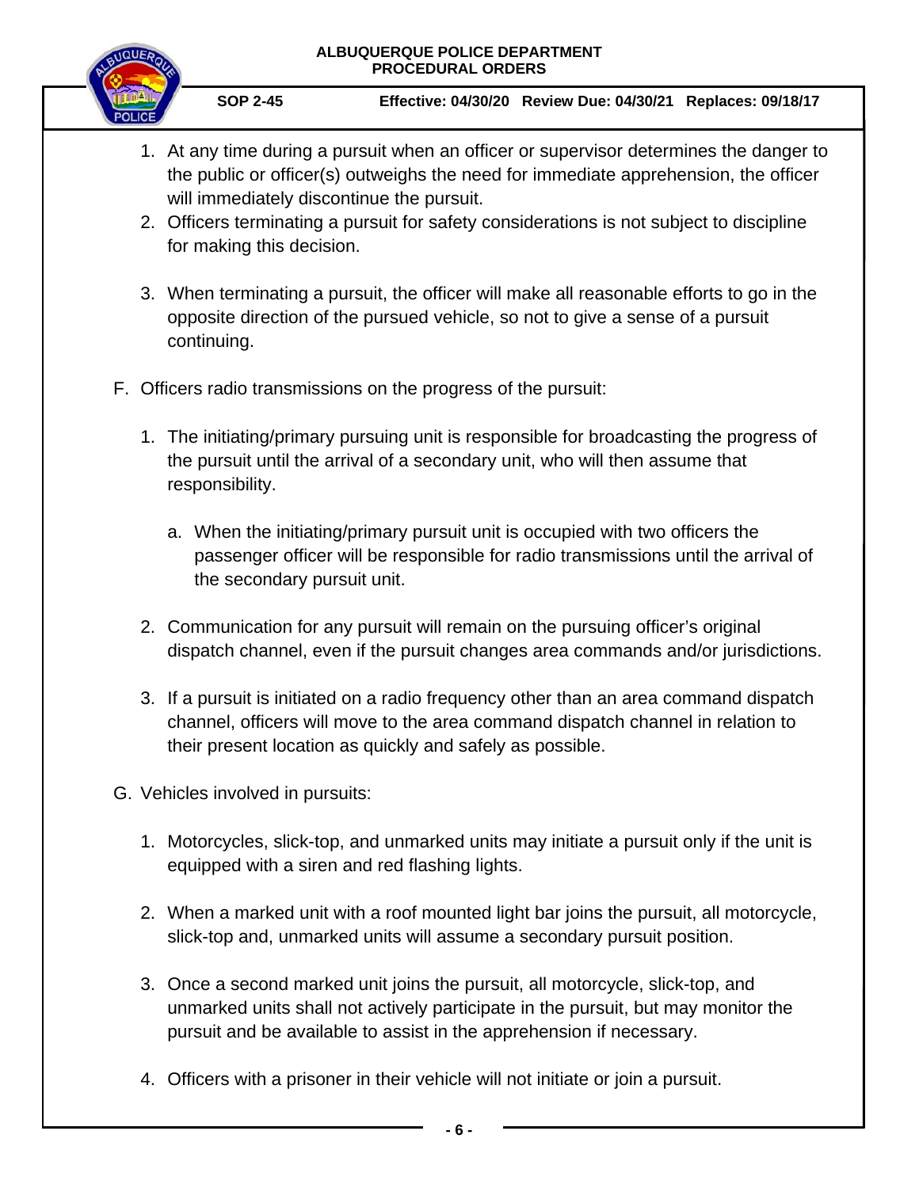1. At any time during a pursuit when an officer or supervisor determines the danger to the public or officer(s) outweighs the need for immediate apprehension, the officer will immediately discontinue the pursuit.
2. Officers terminating a pursuit for safety considerations is not subject to discipline for making this decision.
3. When terminating a pursuit, the officer will make all reasonable efforts to go in the opposite direction of the pursued vehicle, so not to give a sense of a pursuit continuing.

F. Officers radio transmissions on the progress of the pursuit:

1. The initiating/primary pursuing unit is responsible for broadcasting the progress of the pursuit until the arrival of a secondary unit, who will then assume that responsibility.

   a. When the initiating/primary pursuit unit is occupied with two officers the passenger officer will be responsible for radio transmissions until the arrival of the secondary pursuit unit.

2. Communication for any pursuit will remain on the pursuing officer's original dispatch channel, even if the pursuit changes area commands and/or jurisdictions.

3. If a pursuit is initiated on a radio frequency other than an area command dispatch channel, officers will move to the area command dispatch channel in relation to their present location as quickly and safely as possible.

G. Vehicles involved in pursuits:

1. Motorcycles, slick-top, and unmarked units may initiate a pursuit only if the unit is equipped with a siren and red flashing lights.

2. When a marked unit with a roof mounted light bar joins the pursuit, all motorcycle, slick-top and, unmarked units will assume a secondary pursuit position.

3. Once a second marked unit joins the pursuit, all motorcycle, slick-top, and unmarked units shall not actively participate in the pursuit, but may monitor the pursuit and be available to assist in the apprehension if necessary.

4. Officers with a prisoner in their vehicle will not initiate or join a pursuit.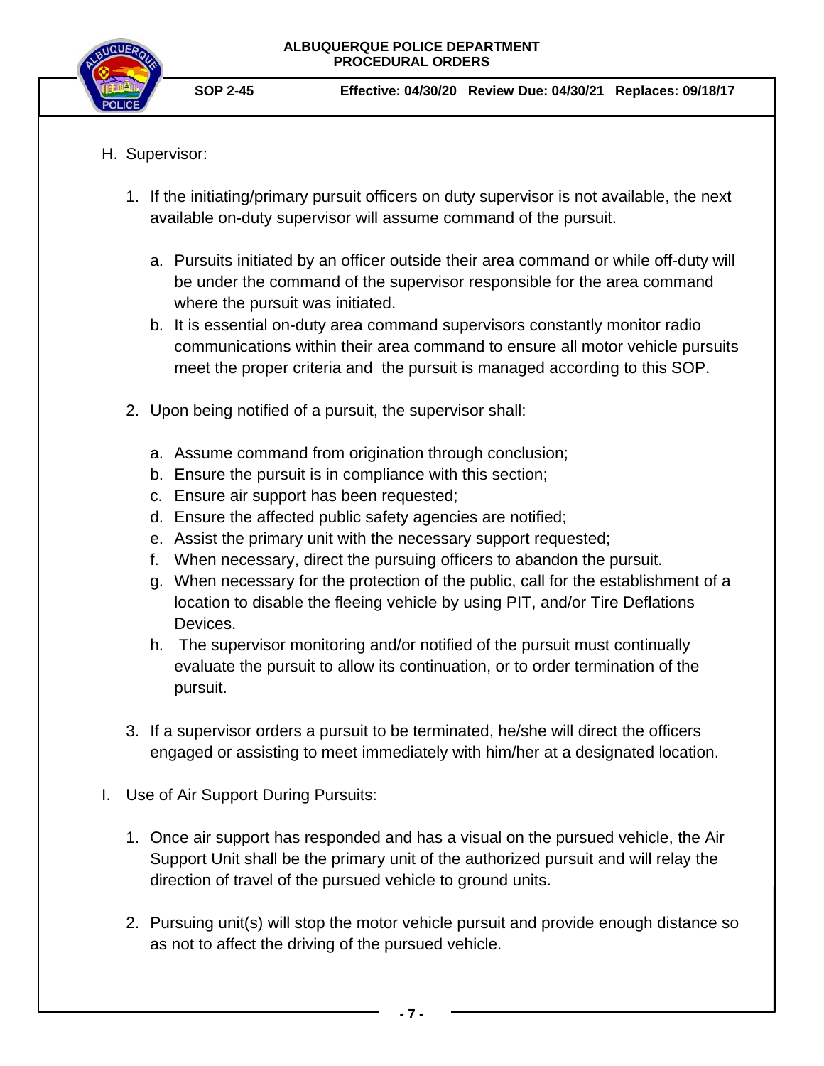H. Supervisor:

1. If the initiating/primary pursuit officers on duty supervisor is not available, the next available on-duty supervisor will assume command of the pursuit.

   a. Pursuits initiated by an officer outside their area command or while off-duty will be under the command of the supervisor responsible for the area command where the pursuit was initiated.
   b. It is essential on-duty area command supervisors constantly monitor radio communications within their area command to ensure all motor vehicle pursuits meet the proper criteria and the pursuit is managed according to this SOP.

2. Upon being notified of a pursuit, the supervisor shall:

   a. Assume command from origination through conclusion;
   b. Ensure the pursuit is in compliance with this section;
   c. Ensure air support has been requested;
   d. Ensure the affected public safety agencies are notified;
   e. Assist the primary unit with the necessary support requested;
   f. When necessary, direct the pursuing officers to abandon the pursuit.
   g. When necessary for the protection of the public, call for the establishment of a location to disable the fleeing vehicle by using PIT, and/or Tire Deflations Devices.
   h. The supervisor monitoring and/or notified of the pursuit must continually evaluate the pursuit to allow its continuation, or to order termination of the pursuit.

3. If a supervisor orders a pursuit to be terminated, he/she will direct the officers engaged or assisting to meet immediately with him/her at a designated location.

I. Use of Air Support During Pursuits:

1. Once air support has responded and has a visual on the pursued vehicle, the Air Support Unit shall be the primary unit of the authorized pursuit and will relay the direction of travel of the pursued vehicle to ground units.

2. Pursuing unit(s) will stop the motor vehicle pursuit and provide enough distance so as not to affect the driving of the pursued vehicle.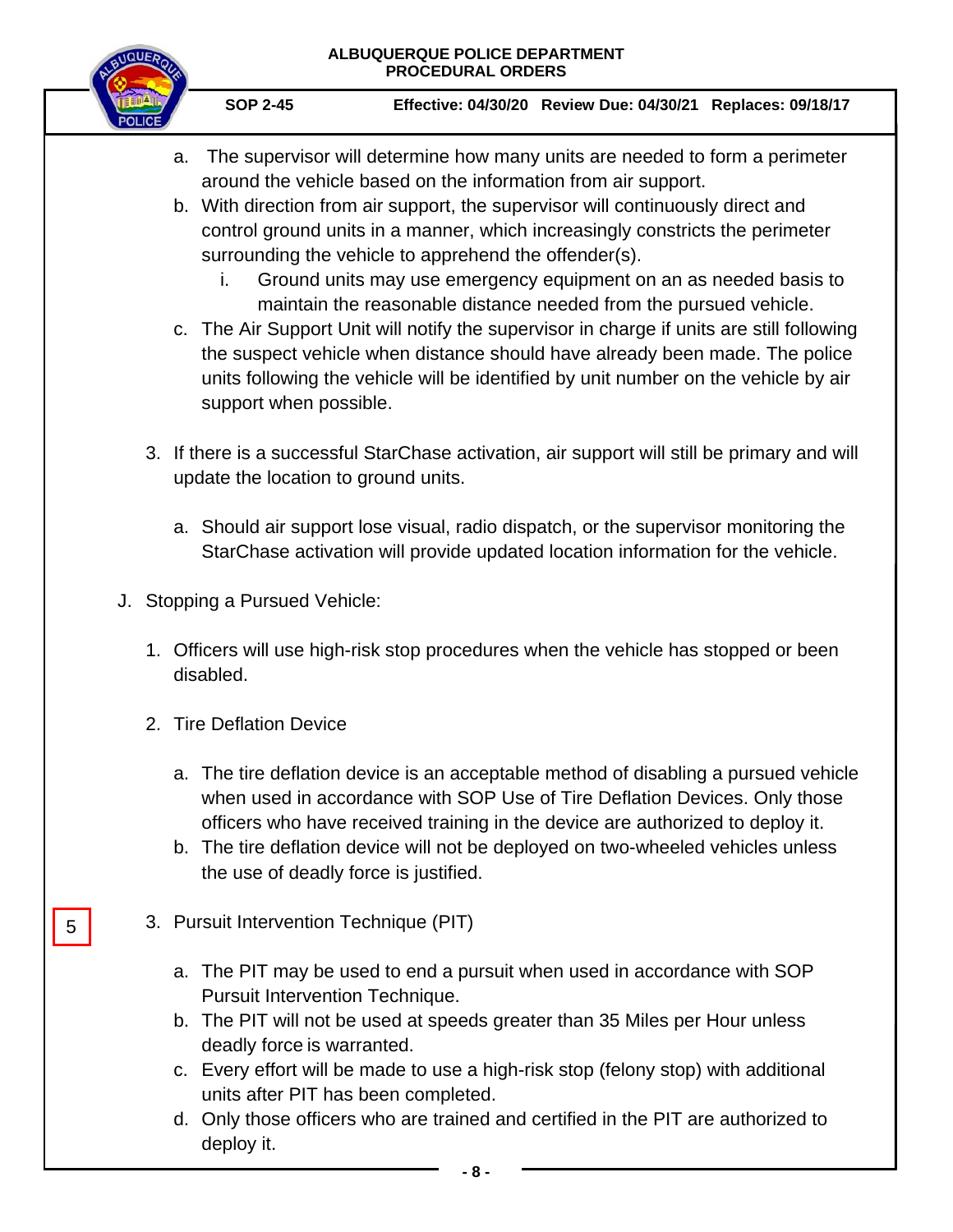a. The supervisor will determine how many units are needed to form a perimeter around the vehicle based on the information from air support.
b. With direction from air support, the supervisor will continuously direct and control ground units in a manner, which increasingly constricts the perimeter surrounding the vehicle to apprehend the offender(s).
    i. Ground units may use emergency equipment on an as needed basis to maintain the reasonable distance needed from the pursued vehicle.
c. The Air Support Unit will notify the supervisor in charge if units are still following the suspect vehicle when distance should have already been made. The police units following the vehicle will be identified by unit number on the vehicle by air support when possible.

3. If there is a successful StarChase activation, air support will still be primary and will update the location to ground units.

    a. Should air support lose visual, radio dispatch, or the supervisor monitoring the StarChase activation will provide updated location information for the vehicle.

J. Stopping a Pursued Vehicle:

1. Officers will use high-risk stop procedures when the vehicle has stopped or been disabled.

2. Tire Deflation Device

    a. The tire deflation device is an acceptable method of disabling a pursued vehicle when used in accordance with SOP Use of Tire Deflation Devices. Only those officers who have received training in the device are authorized to deploy it.
    b. The tire deflation device will not be deployed on two-wheeled vehicles unless the use of deadly force is justified.

5

3. Pursuit Intervention Technique (PIT)

    a. The PIT may be used to end a pursuit when used in accordance with SOP Pursuit Intervention Technique.
    b. The PIT will not be used at speeds greater than 35 Miles per Hour unless deadly force is warranted.
    c. Every effort will be made to use a high-risk stop (felony stop) with additional units after PIT has been completed.
    d. Only those officers who are trained and certified in the PIT are authorized to deploy it.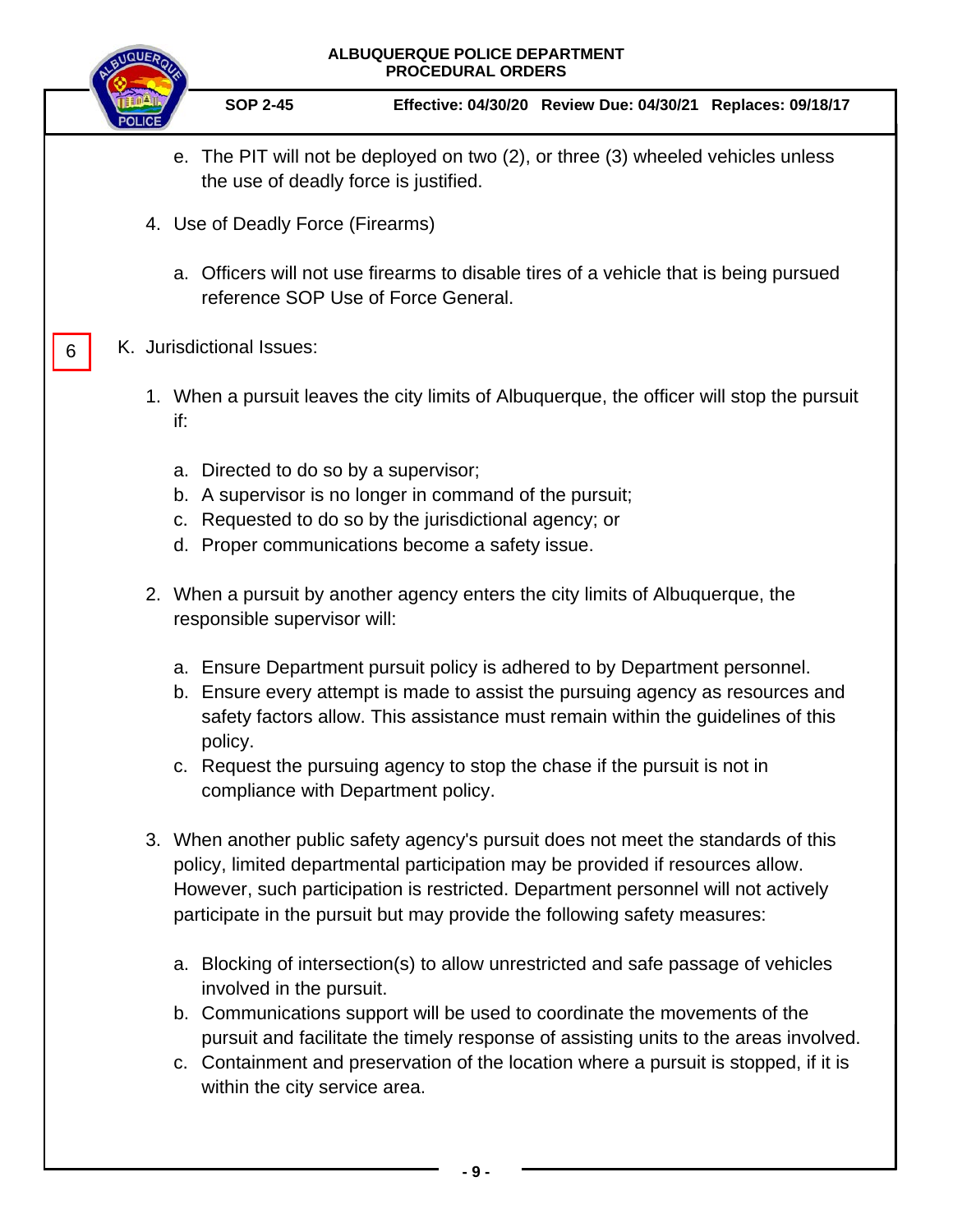e. The PIT will not be deployed on two (2), or three (3) wheeled vehicles unless the use of deadly force is justified.

4. Use of Deadly Force (Firearms)

   a. Officers will not use firearms to disable tires of a vehicle that is being pursued reference SOP Use of Force General.

6

K. Jurisdictional Issues:

1. When a pursuit leaves the city limits of Albuquerque, the officer will stop the pursuit if:

   a. Directed to do so by a supervisor;
   b. A supervisor is no longer in command of the pursuit;
   c. Requested to do so by the jurisdictional agency; or
   d. Proper communications become a safety issue.

2. When a pursuit by another agency enters the city limits of Albuquerque, the responsible supervisor will:

   a. Ensure Department pursuit policy is adhered to by Department personnel.
   b. Ensure every attempt is made to assist the pursuing agency as resources and safety factors allow. This assistance must remain within the guidelines of this policy.
   c. Request the pursuing agency to stop the chase if the pursuit is not in compliance with Department policy.

3. When another public safety agency's pursuit does not meet the standards of this policy, limited departmental participation may be provided if resources allow. However, such participation is restricted. Department personnel will not actively participate in the pursuit but may provide the following safety measures:

   a. Blocking of intersection(s) to allow unrestricted and safe passage of vehicles involved in the pursuit.
   b. Communications support will be used to coordinate the movements of the pursuit and facilitate the timely response of assisting units to the areas involved.
   c. Containment and preservation of the location where a pursuit is stopped, if it is within the city service area.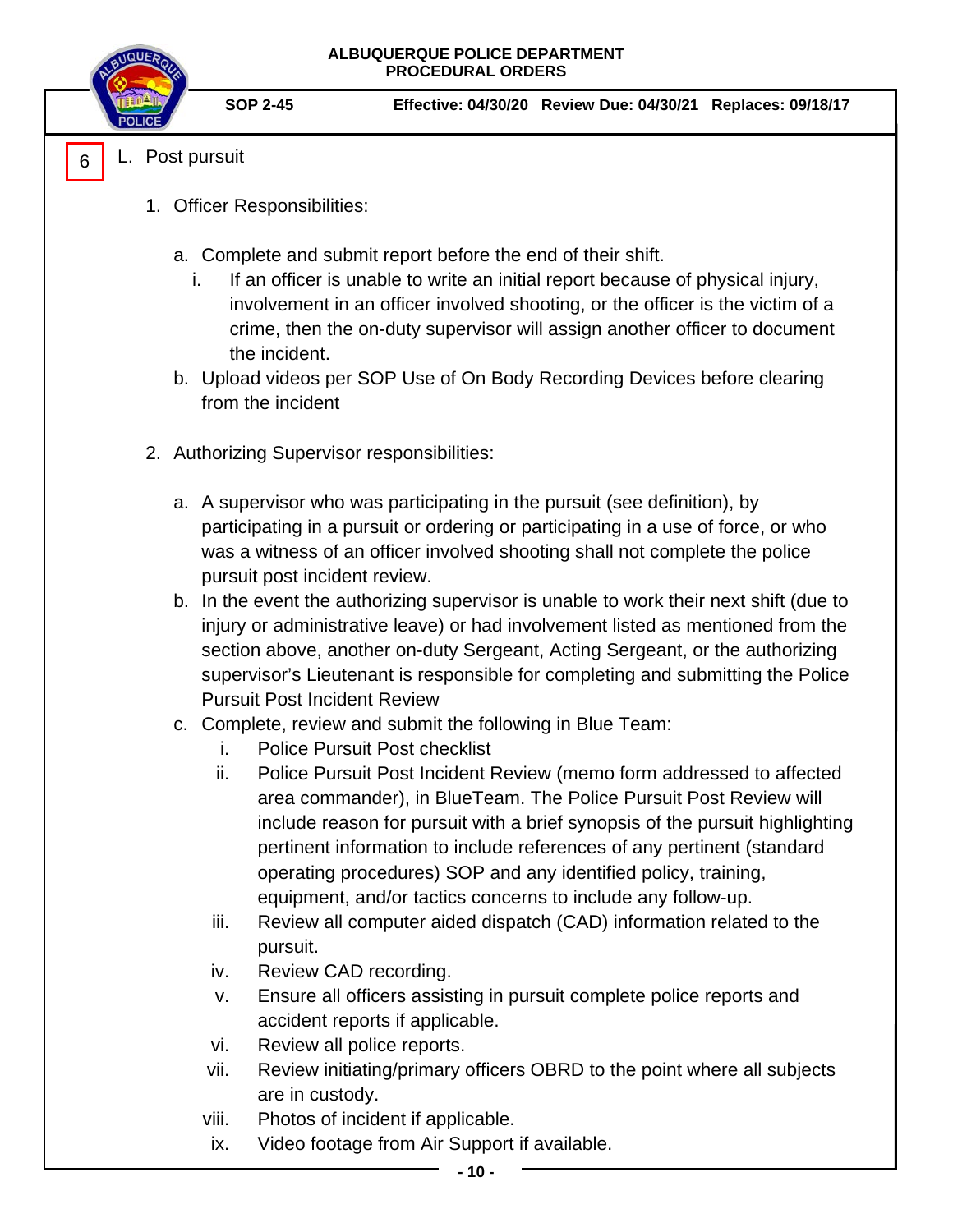6

L. Post pursuit

1. Officer Responsibilities:

   a. Complete and submit report before the end of their shift.
      i. If an officer is unable to write an initial report because of physical injury, involvement in an officer involved shooting, or the officer is the victim of a crime, then the on-duty supervisor will assign another officer to document the incident.
   b. Upload videos per SOP Use of On Body Recording Devices before clearing from the incident

2. Authorizing Supervisor responsibilities:

   a. A supervisor who was participating in the pursuit (see definition), by participating in a pursuit or ordering or participating in a use of force, or who was a witness of an officer involved shooting shall not complete the police pursuit post incident review.
   b. In the event the authorizing supervisor is unable to work their next shift (due to injury or administrative leave) or had involvement listed as mentioned from the section above, another on-duty Sergeant, Acting Sergeant, or the authorizing supervisor's Lieutenant is responsible for completing and submitting the Police Pursuit Post Incident Review
   c. Complete, review and submit the following in Blue Team:
      i. Police Pursuit Post checklist
      ii. Police Pursuit Post Incident Review (memo form addressed to affected area commander), in BlueTeam. The Police Pursuit Post Review will include reason for pursuit with a brief synopsis of the pursuit highlighting pertinent information to include references of any pertinent (standard operating procedures) SOP and any identified policy, training, equipment, and/or tactics concerns to include any follow-up.
      iii. Review all computer aided dispatch (CAD) information related to the pursuit.
      iv. Review CAD recording.
      v. Ensure all officers assisting in pursuit complete police reports and accident reports if applicable.
      vi. Review all police reports.
      vii. Review initiating/primary officers OBRD to the point where all subjects are in custody.
      viii. Photos of incident if applicable.
      ix. Video footage from Air Support if available.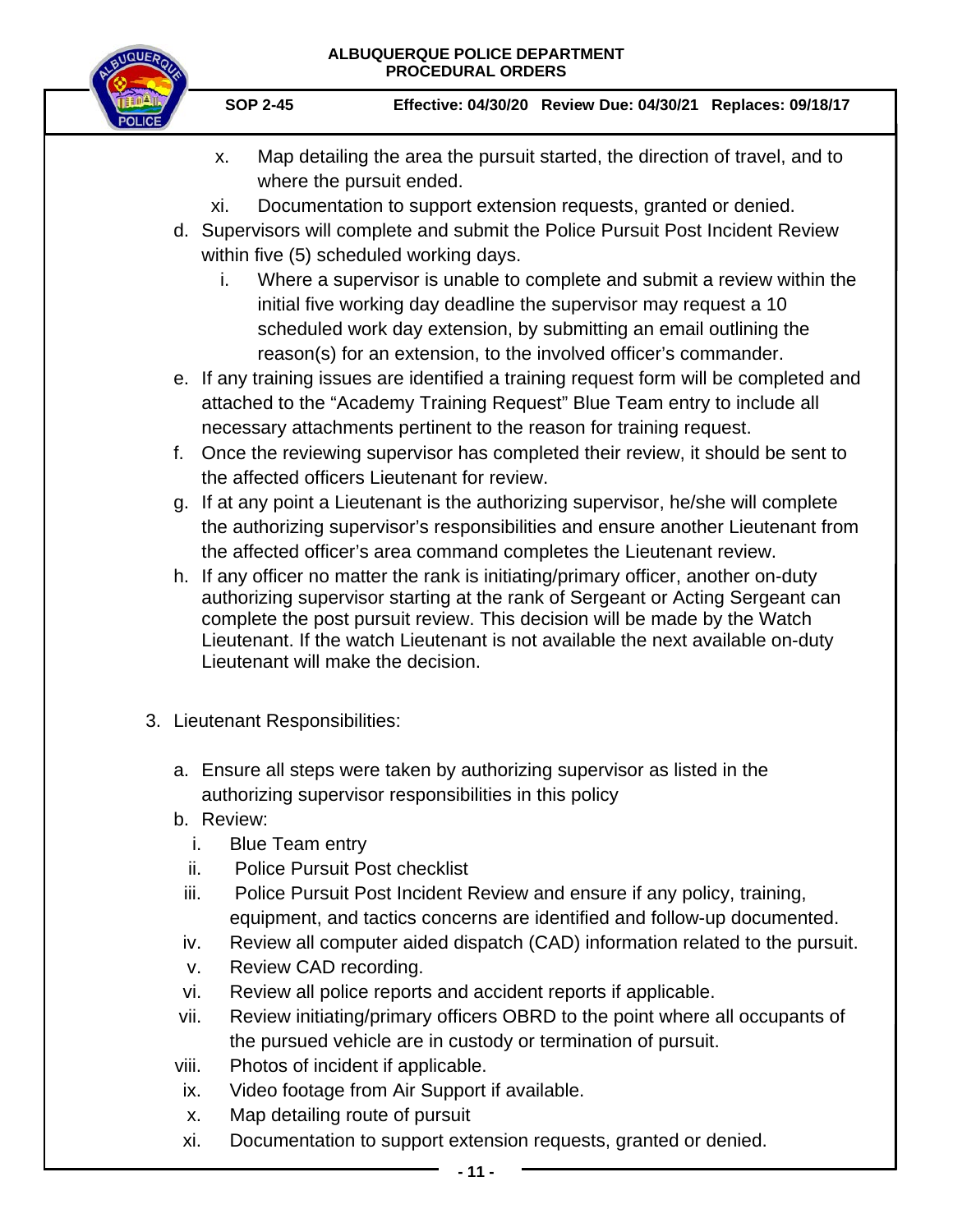x. Map detailing the area the pursuit started, the direction of travel, and to where the pursuit ended.

xi. Documentation to support extension requests, granted or denied.

d. Supervisors will complete and submit the Police Pursuit Post Incident Review within five (5) scheduled working days.

   i. Where a supervisor is unable to complete and submit a review within the initial five working day deadline the supervisor may request a 10 scheduled work day extension, by submitting an email outlining the reason(s) for an extension, to the involved officer's commander.

e. If any training issues are identified a training request form will be completed and attached to the "Academy Training Request" Blue Team entry to include all necessary attachments pertinent to the reason for training request.

f. Once the reviewing supervisor has completed their review, it should be sent to the affected officers Lieutenant for review.

g. If at any point a Lieutenant is the authorizing supervisor, he/she will complete the authorizing supervisor's responsibilities and ensure another Lieutenant from the affected officer's area command completes the Lieutenant review.

h. If any officer no matter the rank is initiating/primary officer, another on-duty authorizing supervisor starting at the rank of Sergeant or Acting Sergeant can complete the post pursuit review. This decision will be made by the Watch Lieutenant. If the watch Lieutenant is not available the next available on-duty Lieutenant will make the decision.

3. Lieutenant Responsibilities:

   a. Ensure all steps were taken by authorizing supervisor as listed in the authorizing supervisor responsibilities in this policy

   b. Review:

      i. Blue Team entry
      ii. Police Pursuit Post checklist
      iii. Police Pursuit Post Incident Review and ensure if any policy, training, equipment, and tactics concerns are identified and follow-up documented.
      iv. Review all computer aided dispatch (CAD) information related to the pursuit.
      v. Review CAD recording.
      vi. Review all police reports and accident reports if applicable.
      vii. Review initiating/primary officers OBRD to the point where all occupants of the pursued vehicle are in custody or termination of pursuit.
      viii. Photos of incident if applicable.
      ix. Video footage from Air Support if available.
      x. Map detailing route of pursuit
      xi. Documentation to support extension requests, granted or denied.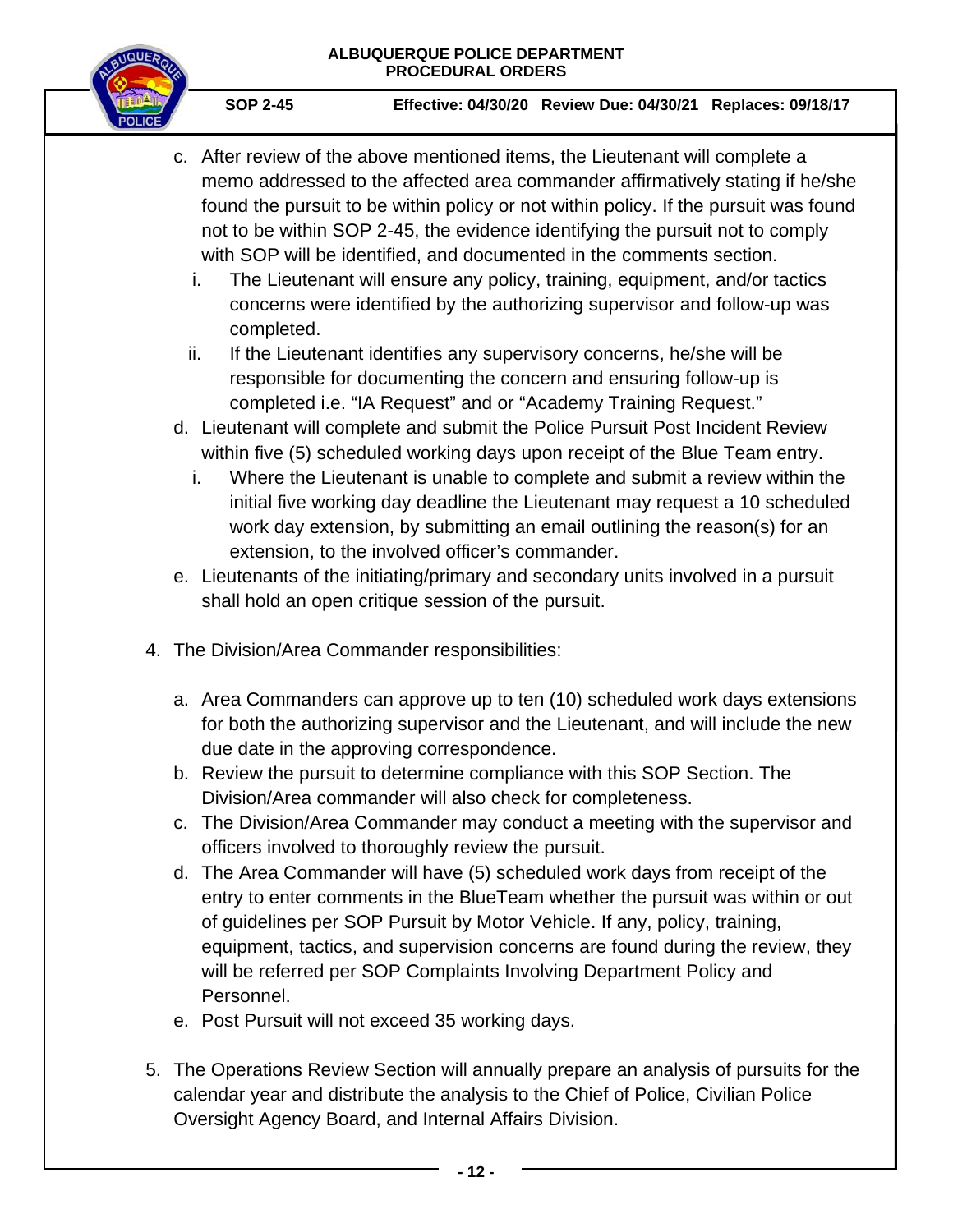c. After review of the above mentioned items, the Lieutenant will complete a memo addressed to the affected area commander affirmatively stating if he/she found the pursuit to be within policy or not within policy. If the pursuit was found not to be within SOP 2-45, the evidence identifying the pursuit not to comply with SOP will be identified, and documented in the comments section.
   i. The Lieutenant will ensure any policy, training, equipment, and/or tactics concerns were identified by the authorizing supervisor and follow-up was completed.
   ii. If the Lieutenant identifies any supervisory concerns, he/she will be responsible for documenting the concern and ensuring follow-up is completed i.e. "IA Request" and or "Academy Training Request."

d. Lieutenant will complete and submit the Police Pursuit Post Incident Review within five (5) scheduled working days upon receipt of the Blue Team entry.
   i. Where the Lieutenant is unable to complete and submit a review within the initial five working day deadline the Lieutenant may request a 10 scheduled work day extension, by submitting an email outlining the reason(s) for an extension, to the involved officer's commander.

e. Lieutenants of the initiating/primary and secondary units involved in a pursuit shall hold an open critique session of the pursuit.

4. The Division/Area Commander responsibilities:

   a. Area Commanders can approve up to ten (10) scheduled work days extensions for both the authorizing supervisor and the Lieutenant, and will include the new due date in the approving correspondence.
   b. Review the pursuit to determine compliance with this SOP Section. The Division/Area commander will also check for completeness.
   c. The Division/Area Commander may conduct a meeting with the supervisor and officers involved to thoroughly review the pursuit.
   d. The Area Commander will have (5) scheduled work days from receipt of the entry to enter comments in the BlueTeam whether the pursuit was within or out of guidelines per SOP Pursuit by Motor Vehicle. If any, policy, training, equipment, tactics, and supervision concerns are found during the review, they will be referred per SOP Complaints Involving Department Policy and Personnel.
   e. Post Pursuit will not exceed 35 working days.

5. The Operations Review Section will annually prepare an analysis of pursuits for the calendar year and distribute the analysis to the Chief of Police, Civilian Police Oversight Agency Board, and Internal Affairs Division.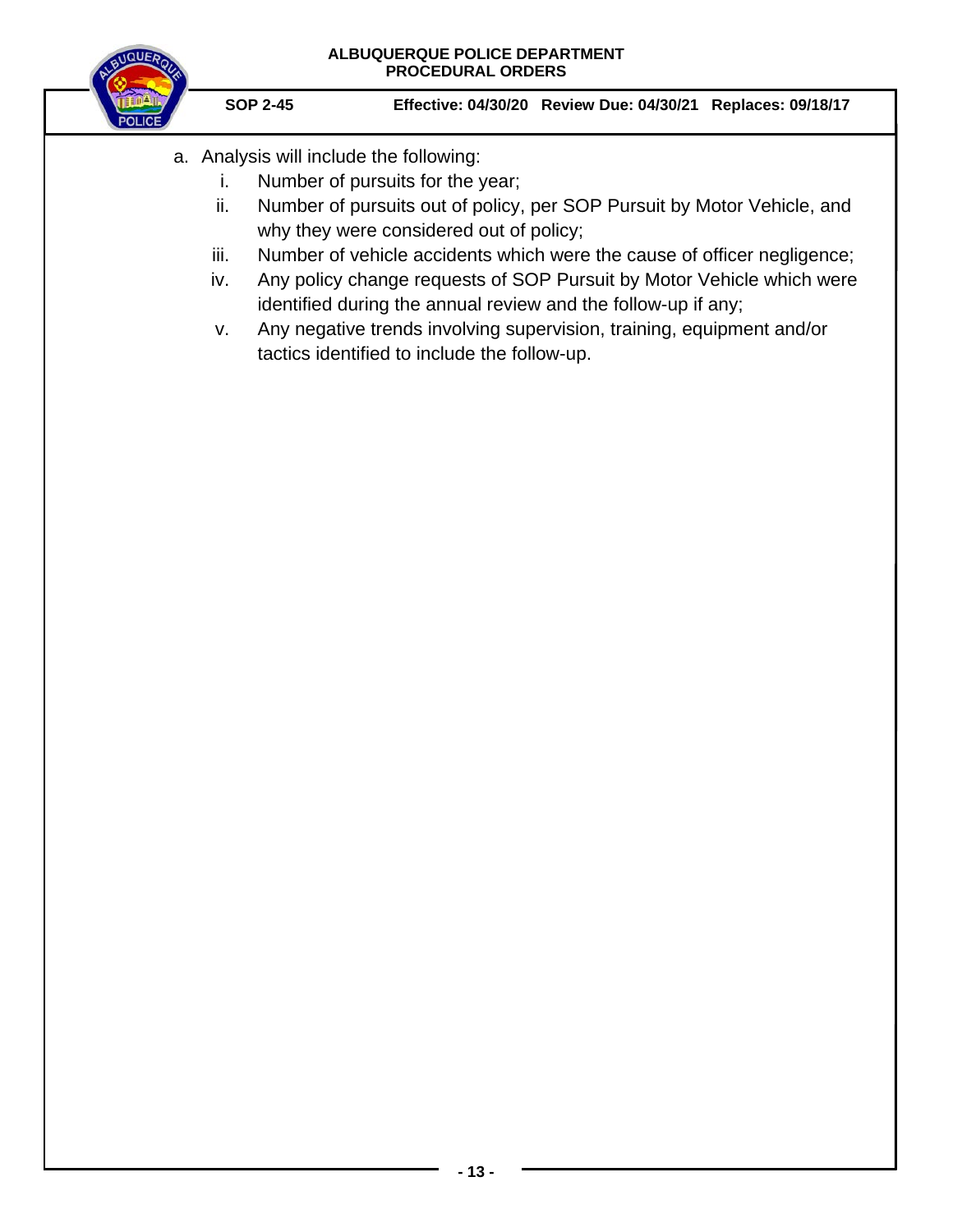a. Analysis will include the following:
   i. Number of pursuits for the year;
   ii. Number of pursuits out of policy, per SOP Pursuit by Motor Vehicle, and why they were considered out of policy;
   iii. Number of vehicle accidents which were the cause of officer negligence;
   iv. Any policy change requests of SOP Pursuit by Motor Vehicle which were identified during the annual review and the follow-up if any;
   v. Any negative trends involving supervision, training, equipment and/or tactics identified to include the follow-up.